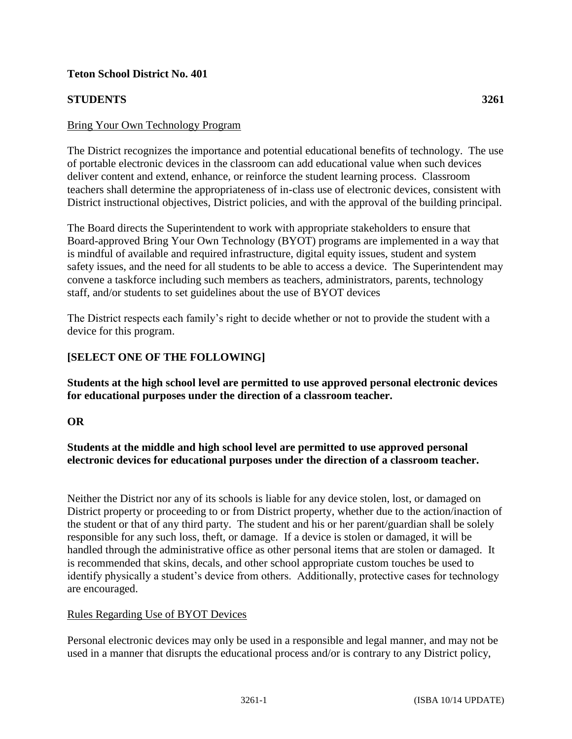**Teton School District No. 401**

**STUDENTS 3261**

Bring Your Own Technology Program

The District recognizes the importance and potential educational benefits of technology. The use of portable electronic devices in the classroom can add educational value when such devices deliver content and extend, enhance, or reinforce the student learning process. Classroom teachers shall determine the appropriateness of in-class use of electronic devices, consistent with District instructional objectives, District policies, and with the approval of the building principal.

The Board directs the Superintendent to work with appropriate stakeholders to ensure that Board-approved Bring Your Own Technology (BYOT) programs are implemented in a way that is mindful of available and required infrastructure, digital equity issues, student and system safety issues, and the need for all students to be able to access a device. The Superintendent may convene a taskforce including such members as teachers, administrators, parents, technology staff, and/or students to set guidelines about the use of BYOT devices

The District respects each family's right to decide whether or not to provide the student with a device for this program.

**[SELECT ONE OF THE FOLLOWING]**

**Students at the high school level are permitted to use approved personal electronic devices for educational purposes under the direction of a classroom teacher.**

**OR**

**Students at the middle and high school level are permitted to use approved personal electronic devices for educational purposes under the direction of a classroom teacher.**

Neither the District nor any of its schools is liable for any device stolen, lost, or damaged on District property or proceeding to or from District property, whether due to the action/inaction of the student or that of any third party. The student and his or her parent/guardian shall be solely responsible for any such loss, theft, or damage. If a device is stolen or damaged, it will be handled through the administrative office as other personal items that are stolen or damaged. It is recommended that skins, decals, and other school appropriate custom touches be used to identify physically a student's device from others. Additionally, protective cases for technology are encouraged.

Rules Regarding Use of BYOT Devices

Personal electronic devices may only be used in a responsible and legal manner, and may not be used in a manner that disrupts the educational process and/or is contrary to any District policy,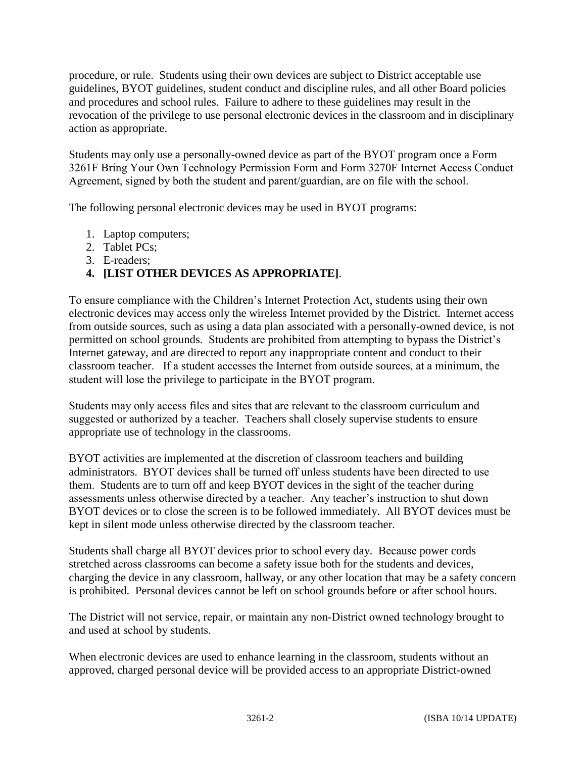procedure, or rule. Students using their own devices are subject to District acceptable use guidelines, BYOT guidelines, student conduct and discipline rules, and all other Board policies and procedures and school rules. Failure to adhere to these guidelines may result in the revocation of the privilege to use personal electronic devices in the classroom and in disciplinary action as appropriate.

Students may only use a personally-owned device as part of the BYOT program once a Form 3261F Bring Your Own Technology Permission Form and Form 3270F Internet Access Conduct Agreement, signed by both the student and parent/guardian, are on file with the school.

The following personal electronic devices may be used in BYOT programs:

1. Laptop computers;
2. Tablet PCs;
3. E-readers;
4. **[LIST OTHER DEVICES AS APPROPRIATE]**.

To ensure compliance with the Children's Internet Protection Act, students using their own electronic devices may access only the wireless Internet provided by the District. Internet access from outside sources, such as using a data plan associated with a personally-owned device, is not permitted on school grounds. Students are prohibited from attempting to bypass the District's Internet gateway, and are directed to report any inappropriate content and conduct to their classroom teacher. If a student accesses the Internet from outside sources, at a minimum, the student will lose the privilege to participate in the BYOT program.

Students may only access files and sites that are relevant to the classroom curriculum and suggested or authorized by a teacher. Teachers shall closely supervise students to ensure appropriate use of technology in the classrooms.

BYOT activities are implemented at the discretion of classroom teachers and building administrators. BYOT devices shall be turned off unless students have been directed to use them. Students are to turn off and keep BYOT devices in the sight of the teacher during assessments unless otherwise directed by a teacher. Any teacher's instruction to shut down BYOT devices or to close the screen is to be followed immediately. All BYOT devices must be kept in silent mode unless otherwise directed by the classroom teacher.

Students shall charge all BYOT devices prior to school every day. Because power cords stretched across classrooms can become a safety issue both for the students and devices, charging the device in any classroom, hallway, or any other location that may be a safety concern is prohibited. Personal devices cannot be left on school grounds before or after school hours.

The District will not service, repair, or maintain any non-District owned technology brought to and used at school by students.

When electronic devices are used to enhance learning in the classroom, students without an approved, charged personal device will be provided access to an appropriate District-owned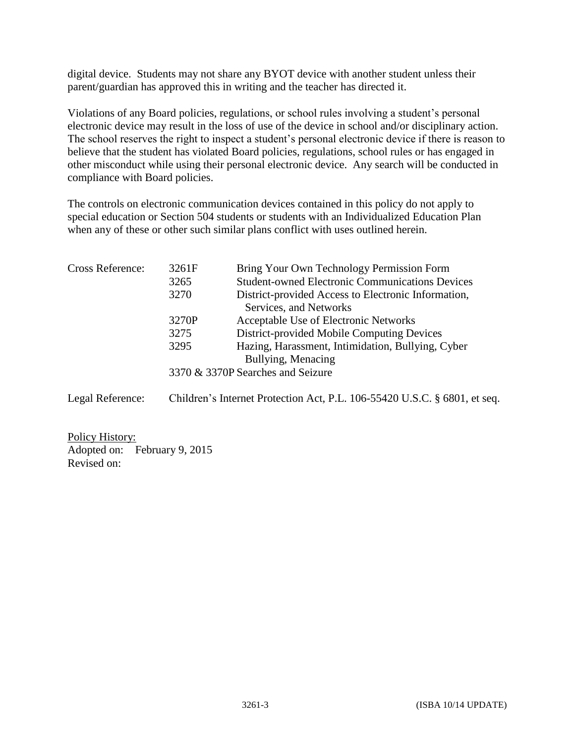digital device. Students may not share any BYOT device with another student unless their parent/guardian has approved this in writing and the teacher has directed it.

Violations of any Board policies, regulations, or school rules involving a student's personal electronic device may result in the loss of use of the device in school and/or disciplinary action. The school reserves the right to inspect a student's personal electronic device if there is reason to believe that the student has violated Board policies, regulations, school rules or has engaged in other misconduct while using their personal electronic device. Any search will be conducted in compliance with Board policies.

The controls on electronic communication devices contained in this policy do not apply to special education or Section 504 students or students with an Individualized Education Plan when any of these or other such similar plans conflict with uses outlined herein.

| | | |
|---|---|---|
| Cross Reference: | 3261F | Bring Your Own Technology Permission Form |
| | 3265 | Student-owned Electronic Communications Devices |
| | 3270 | District-provided Access to Electronic Information, Services, and Networks |
| | 3270P | Acceptable Use of Electronic Networks |
| | 3275 | District-provided Mobile Computing Devices |
| | 3295 | Hazing, Harassment, Intimidation, Bullying, Cyber Bullying, Menacing |
| | 3370 & 3370P | Searches and Seizure |

Legal Reference: Children's Internet Protection Act, P.L. 106-55420 U.S.C. § 6801, et seq.

Policy History:
Adopted on: February 9, 2015
Revised on: